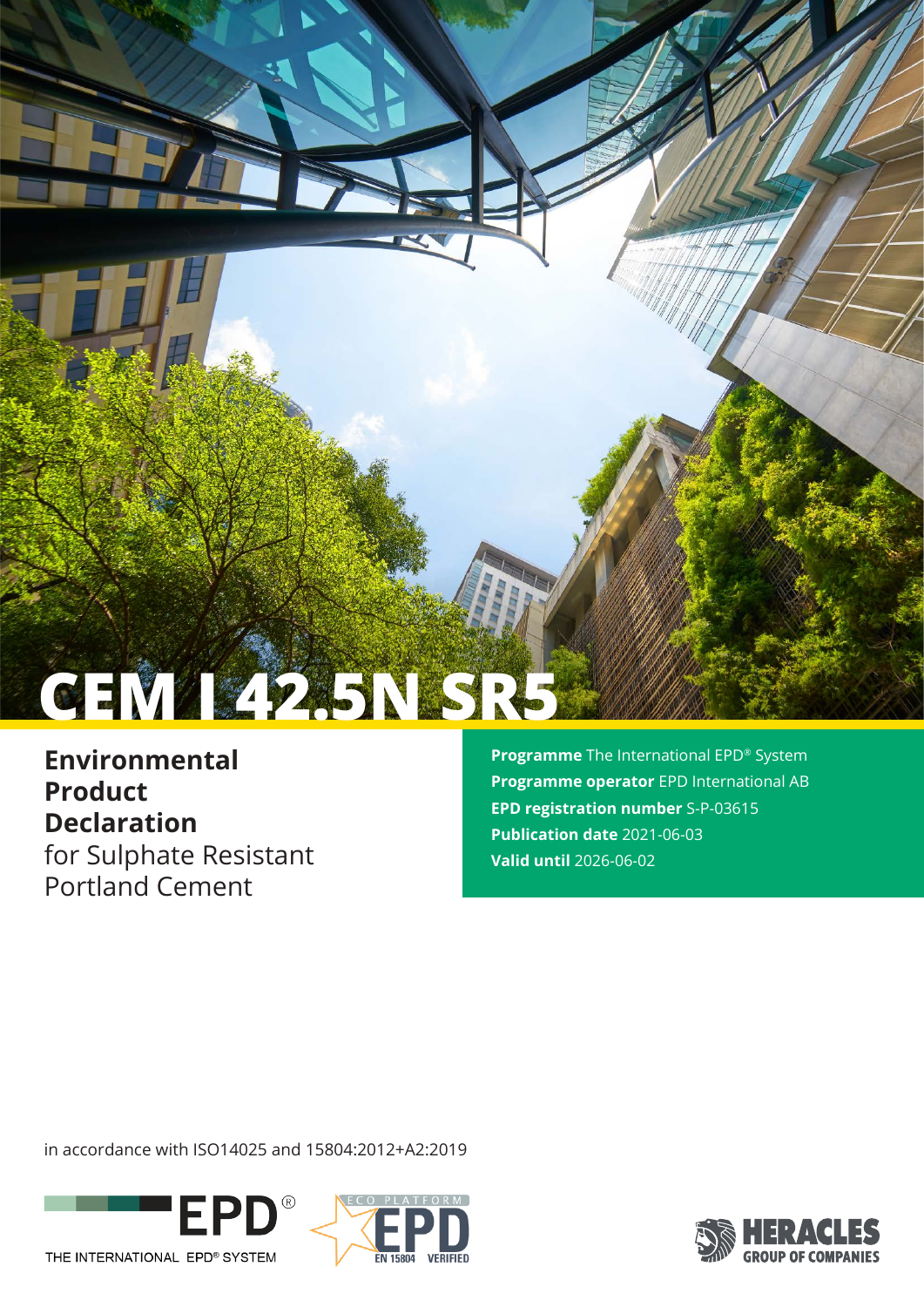# CEM I 42.5N SR5

**Environmental Product Declaration**
for Sulphate Resistant Portland Cement

**Programme** The International EPD® System
**Programme operator** EPD International AB
**EPD registration number** S-P-03615
**Publication date** 2021-06-03
**Valid until** 2026-06-02

in accordance with ISO14025 and 15804:2012+A2:2019

EPD® THE INTERNATIONAL EPD® SYSTEM

ECO PLATFORM EPD EN 15804 VERIFIED

HERACLES GROUP OF COMPANIES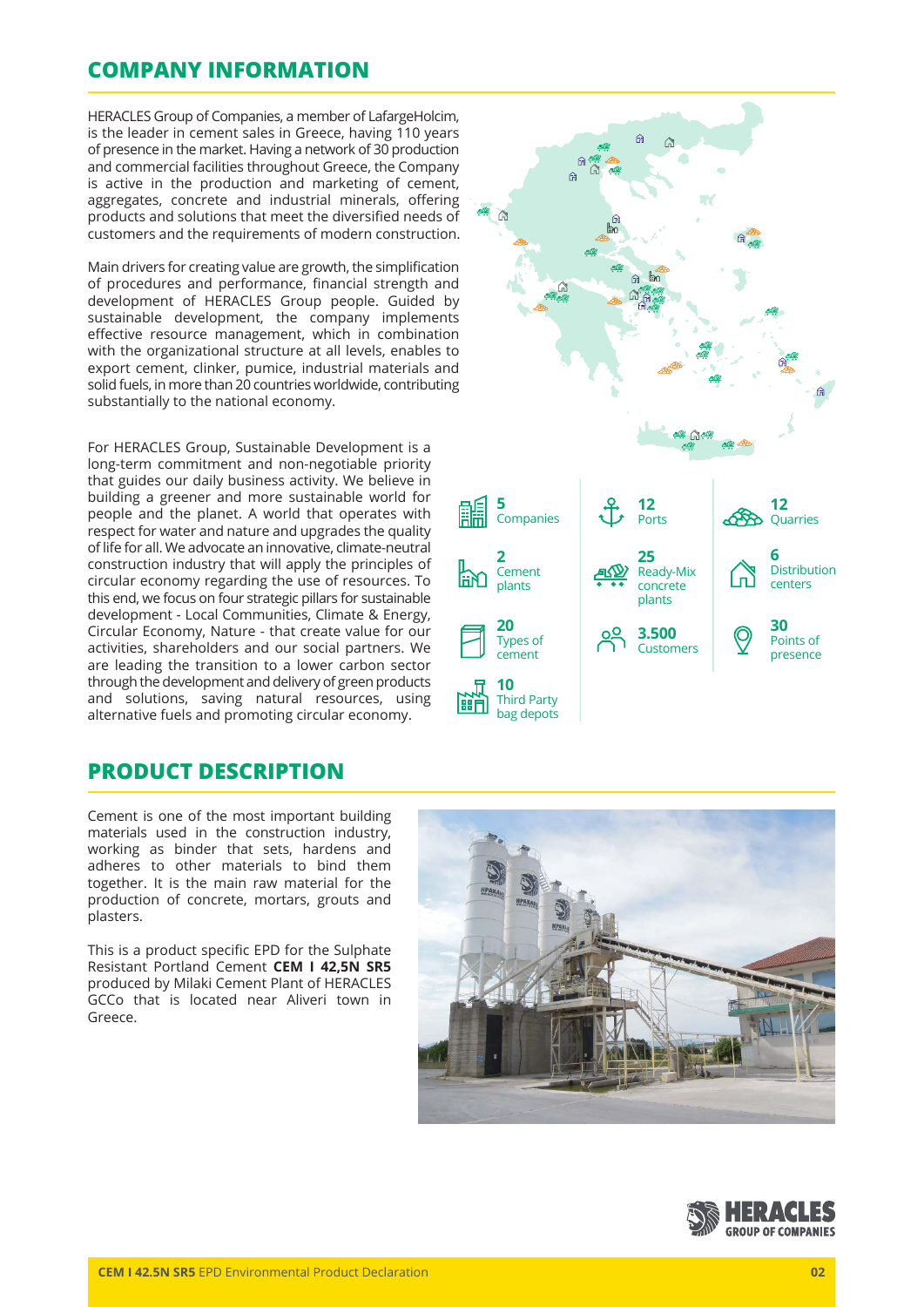## COMPANY INFORMATION

HERACLES Group of Companies, a member of LafargeHolcim, is the leader in cement sales in Greece, having 110 years of presence in the market. Having a network of 30 production and commercial facilities throughout Greece, the Company is active in the production and marketing of cement, aggregates, concrete and industrial minerals, offering products and solutions that meet the diversified needs of customers and the requirements of modern construction.

Main drivers for creating value are growth, the simplification of procedures and performance, financial strength and development of HERACLES Group people. Guided by sustainable development, the company implements effective resource management, which in combination with the organizational structure at all levels, enables to export cement, clinker, pumice, industrial materials and solid fuels, in more than 20 countries worldwide, contributing substantially to the national economy.

For HERACLES Group, Sustainable Development is a long-term commitment and non-negotiable priority that guides our daily business activity. We believe in building a greener and more sustainable world for people and the planet. A world that operates with respect for water and nature and upgrades the quality of life for all. We advocate an innovative, climate-neutral construction industry that will apply the principles of circular economy regarding the use of resources. To this end, we focus on four strategic pillars for sustainable development - Local Communities, Climate & Energy, Circular Economy, Nature - that create value for our activities, shareholders and our social partners. We are leading the transition to a lower carbon sector through the development and delivery of green products and solutions, saving natural resources, using alternative fuels and promoting circular economy.

- **5** Companies
- **2** Cement plants
- **20** Types of cement
- **10** Third Party bag depots
- **12** Ports
- **25** Ready-Mix concrete plants
- **3.500** Customers
- **12** Quarries
- **6** Distribution centers
- **30** Points of presence

## PRODUCT DESCRIPTION

Cement is one of the most important building materials used in the construction industry, working as binder that sets, hardens and adheres to other materials to bind them together. It is the main raw material for the production of concrete, mortars, grouts and plasters.

This is a product specific EPD for the Sulphate Resistant Portland Cement **CEM I 42,5N SR5** produced by Milaki Cement Plant of HERACLES GCCo that is located near Aliveri town in Greece.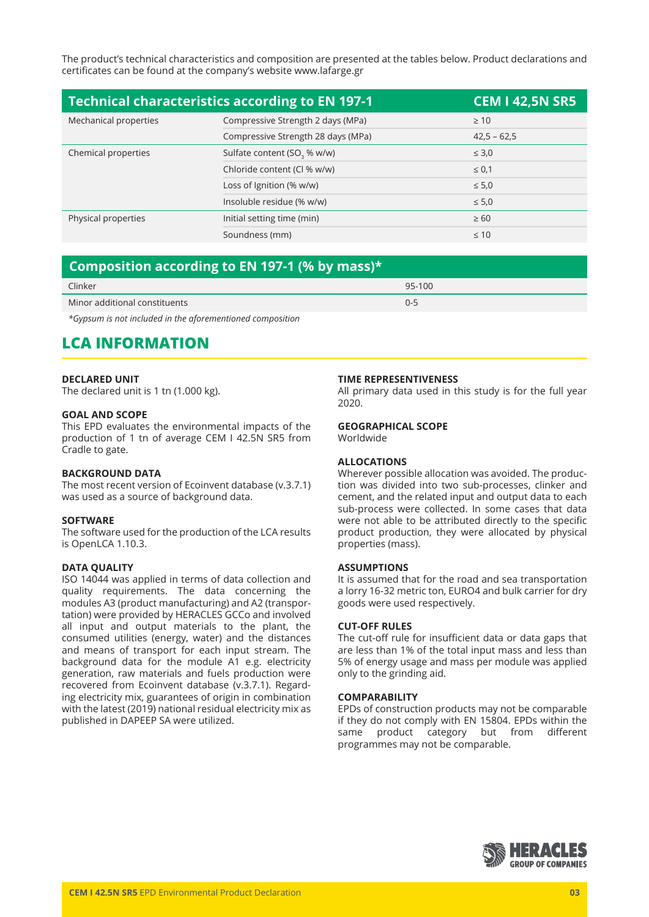The product's technical characteristics and composition are presented at the tables below. Product declarations and certificates can be found at the company's website www.lafarge.gr

| Technical characteristics according to EN 197-1 | | CEM I 42,5N SR5 |
|---|---|---|
| Mechanical properties | Compressive Strength 2 days (MPa) | ≥ 10 |
| | Compressive Strength 28 days (MPa) | 42,5 – 62,5 |
| Chemical properties | Sulfate content ($SO_3$ % w/w) | ≤ 3,0 |
| | Chloride content (Cl % w/w) | ≤ 0,1 |
| | Loss of Ignition (% w/w) | ≤ 5,0 |
| | Insoluble residue (% w/w) | ≤ 5,0 |
| Physical properties | Initial setting time (min) | ≥ 60 |
| | Soundness (mm) | ≤ 10 |

| Composition according to EN 197-1 (% by mass)* | |
|---|---|
| Clinker | 95-100 |
| Minor additional constituents | 0-5 |

*\*Gypsum is not included in the aforementioned composition*

## LCA INFORMATION

**DECLARED UNIT**

The declared unit is 1 tn (1.000 kg).

**GOAL AND SCOPE**

This EPD evaluates the environmental impacts of the production of 1 tn of average CEM I 42.5N SR5 from Cradle to gate.

**BACKGROUND DATA**

The most recent version of Ecoinvent database (v.3.7.1) was used as a source of background data.

**SOFTWARE**

The software used for the production of the LCA results is OpenLCA 1.10.3.

**DATA QUALITY**

ISO 14044 was applied in terms of data collection and quality requirements. The data concerning the modules A3 (product manufacturing) and A2 (transportation) were provided by HERACLES GCCo and involved all input and output materials to the plant, the consumed utilities (energy, water) and the distances and means of transport for each input stream. The background data for the module A1 e.g. electricity generation, raw materials and fuels production were recovered from Ecoinvent database (v.3.7.1). Regarding electricity mix, guarantees of origin in combination with the latest (2019) national residual electricity mix as published in DAPEEP SA were utilized.

**TIME REPRESENTIVENESS**

All primary data used in this study is for the full year 2020.

**GEOGRAPHICAL SCOPE**

Worldwide

**ALLOCATIONS**

Wherever possible allocation was avoided. The production was divided into two sub-processes, clinker and cement, and the related input and output data to each sub-process were collected. In some cases that data were not able to be attributed directly to the specific product production, they were allocated by physical properties (mass).

**ASSUMPTIONS**

It is assumed that for the road and sea transportation a lorry 16-32 metric ton, EURO4 and bulk carrier for dry goods were used respectively.

**CUT-OFF RULES**

The cut-off rule for insufficient data or data gaps that are less than 1% of the total input mass and less than 5% of energy usage and mass per module was applied only to the grinding aid.

**COMPARABILITY**

EPDs of construction products may not be comparable if they do not comply with EN 15804. EPDs within the same product category but from different programmes may not be comparable.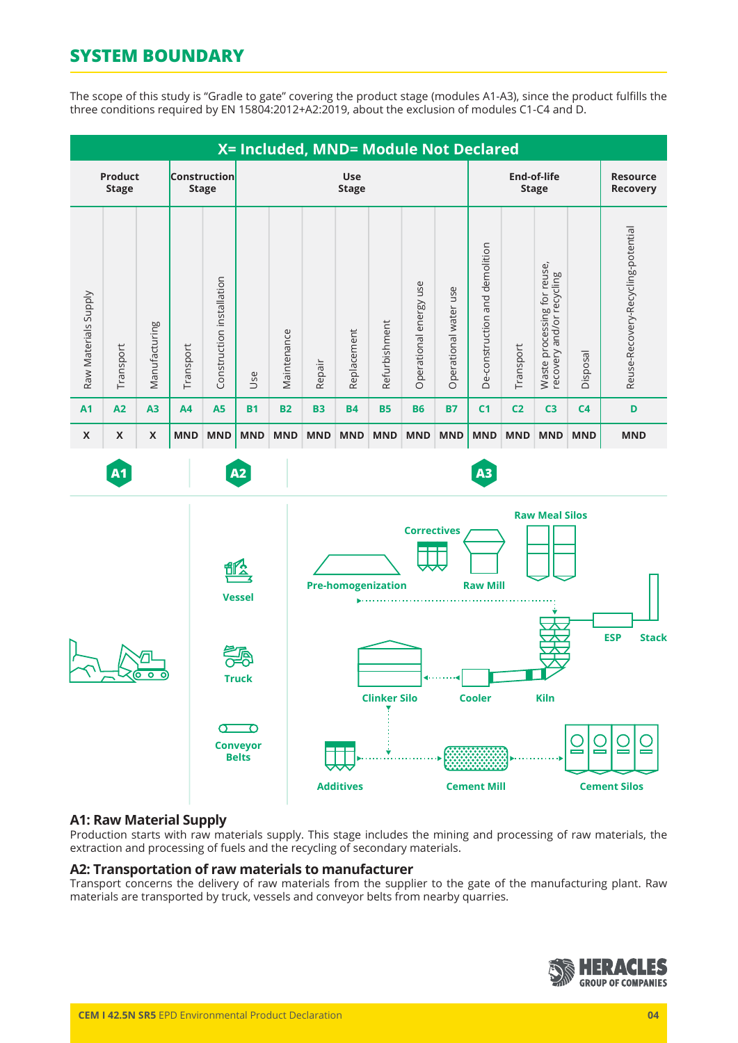## SYSTEM BOUNDARY

The scope of this study is "Gradle to gate" covering the product stage (modules A1-A3), since the product fulfills the three conditions required by EN 15804:2012+A2:2019, about the exclusion of modules C1-C4 and D.

| X= Included, MND= Module Not Declared | | | | | | | | | | | | | | | | |
|---|---|---|---|---|---|---|---|---|---|---|---|---|---|---|---|---|
| Product Stage | | | Construction Stage | | Use Stage | | | | | | | End-of-life Stage | | | | Resource Recovery |
| Raw Materials Supply | Transport | Manufacturing | Transport | Construction installation | Use | Maintenance | Repair | Replacement | Refurbishment | Operational energy use | Operational water use | De-construction and demolition | Transport | Waste processing for reuse, recovery and/or recycling | Disposal | Reuse-Recovery-Recycling-potential |
| A1 | A2 | A3 | A4 | A5 | B1 | B2 | B3 | B4 | B5 | B6 | B7 | C1 | C2 | C3 | C4 | D |
| X | X | X | MND | MND | MND | MND | MND | MND | MND | MND | MND | MND | MND | MND | MND | MND |

A1

A2

Vessel

Truck

Conveyor Belts

A3

Pre-homogenization

Correctives

Raw Mill

Raw Meal Silos

ESP

Stack

Clinker Silo

Cooler

Kiln

Additives

Cement Mill

Cement Silos

### A1: Raw Material Supply

Production starts with raw materials supply. This stage includes the mining and processing of raw materials, the extraction and processing of fuels and the recycling of secondary materials.

### A2: Transportation of raw materials to manufacturer

Transport concerns the delivery of raw materials from the supplier to the gate of the manufacturing plant. Raw materials are transported by truck, vessels and conveyor belts from nearby quarries.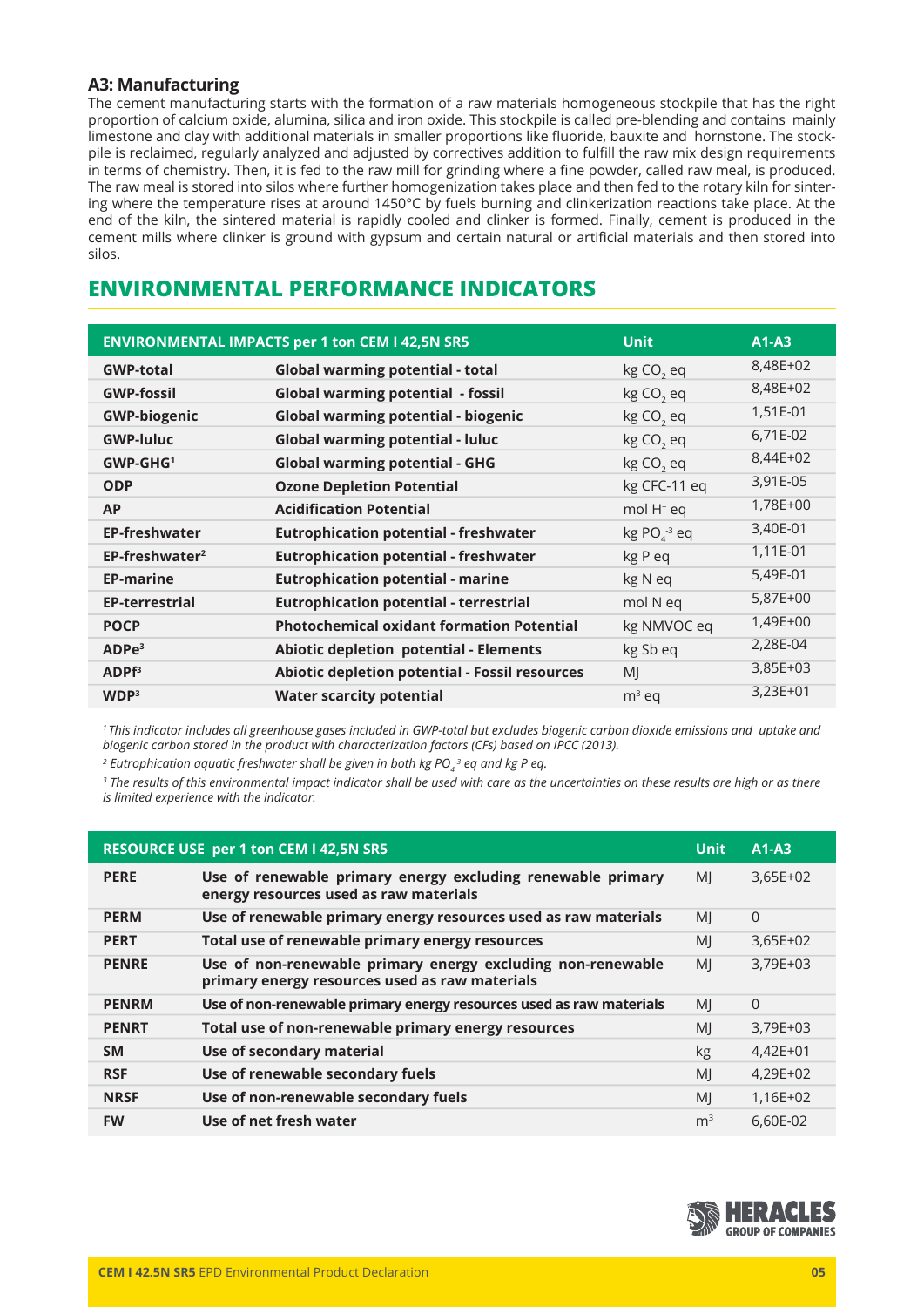### A3: Manufacturing

The cement manufacturing starts with the formation of a raw materials homogeneous stockpile that has the right proportion of calcium oxide, alumina, silica and iron oxide. This stockpile is called pre-blending and contains mainly limestone and clay with additional materials in smaller proportions like fluoride, bauxite and hornstone. The stockpile is reclaimed, regularly analyzed and adjusted by correctives addition to fulfill the raw mix design requirements in terms of chemistry. Then, it is fed to the raw mill for grinding where a fine powder, called raw meal, is produced. The raw meal is stored into silos where further homogenization takes place and then fed to the rotary kiln for sintering where the temperature rises at around 1450°C by fuels burning and clinkerization reactions take place. At the end of the kiln, the sintered material is rapidly cooled and clinker is formed. Finally, cement is produced in the cement mills where clinker is ground with gypsum and certain natural or artificial materials and then stored into silos.

## ENVIRONMENTAL PERFORMANCE INDICATORS

| ENVIRONMENTAL IMPACTS per 1 ton CEM I 42,5N SR5 | | Unit | A1-A3 |
|---|---|---|---|
| **GWP-total** | **Global warming potential - total** | kg $CO_2$ eq | 8,48E+02 |
| **GWP-fossil** | **Global warming potential - fossil** | kg $CO_2$ eq | 8,48E+02 |
| **GWP-biogenic** | **Global warming potential - biogenic** | kg $CO_2$ eq | 1,51E-01 |
| **GWP-luluc** | **Global warming potential - luluc** | kg $CO_2$ eq | 6,71E-02 |
| **GWP-GHG[1]** | **Global warming potential - GHG** | kg $CO_2$ eq | 8,44E+02 |
| **ODP** | **Ozone Depletion Potential** | kg CFC-11 eq | 3,91E-05 |
| **AP** | **Acidification Potential** | mol $H^+$ eq | 1,78E+00 |
| **EP-freshwater** | **Eutrophication potential - freshwater** | kg $PO_4^{-3}$ eq | 3,40E-01 |
| **EP-freshwater[2]** | **Eutrophication potential - freshwater** | kg P eq | 1,11E-01 |
| **EP-marine** | **Eutrophication potential - marine** | kg N eq | 5,49E-01 |
| **EP-terrestrial** | **Eutrophication potential - terrestrial** | mol N eq | 5,87E+00 |
| **POCP** | **Photochemical oxidant formation Potential** | kg NMVOC eq | 1,49E+00 |
| **ADPe[3]** | **Abiotic depletion potential - Elements** | kg Sb eq | 2,28E-04 |
| **ADPf[3]** | **Abiotic depletion potential - Fossil resources** | MJ | 3,85E+03 |
| **WDP[3]** | **Water scarcity potential** | $m^3$ eq | 3,23E+01 |

*[1] This indicator includes all greenhouse gases included in GWP-total but excludes biogenic carbon dioxide emissions and uptake and biogenic carbon stored in the product with characterization factors (CFs) based on IPCC (2013).*

*[2] Eutrophication aquatic freshwater shall be given in both kg $PO_4^{-3}$ eq and kg P eq.*

*[3] The results of this environmental impact indicator shall be used with care as the uncertainties on these results are high or as there is limited experience with the indicator.*

| RESOURCE USE per 1 ton CEM I 42,5N SR5 | | Unit | A1-A3 |
|---|---|---|---|
| **PERE** | **Use of renewable primary energy excluding renewable primary energy resources used as raw materials** | MJ | 3,65E+02 |
| **PERM** | **Use of renewable primary energy resources used as raw materials** | MJ | 0 |
| **PERT** | **Total use of renewable primary energy resources** | MJ | 3,65E+02 |
| **PENRE** | **Use of non-renewable primary energy excluding non-renewable primary energy resources used as raw materials** | MJ | 3,79E+03 |
| **PENRM** | **Use of non-renewable primary energy resources used as raw materials** | MJ | 0 |
| **PENRT** | **Total use of non-renewable primary energy resources** | MJ | 3,79E+03 |
| **SM** | **Use of secondary material** | kg | 4,42E+01 |
| **RSF** | **Use of renewable secondary fuels** | MJ | 4,29E+02 |
| **NRSF** | **Use of non-renewable secondary fuels** | MJ | 1,16E+02 |
| **FW** | **Use of net fresh water** | $m^3$ | 6,60E-02 |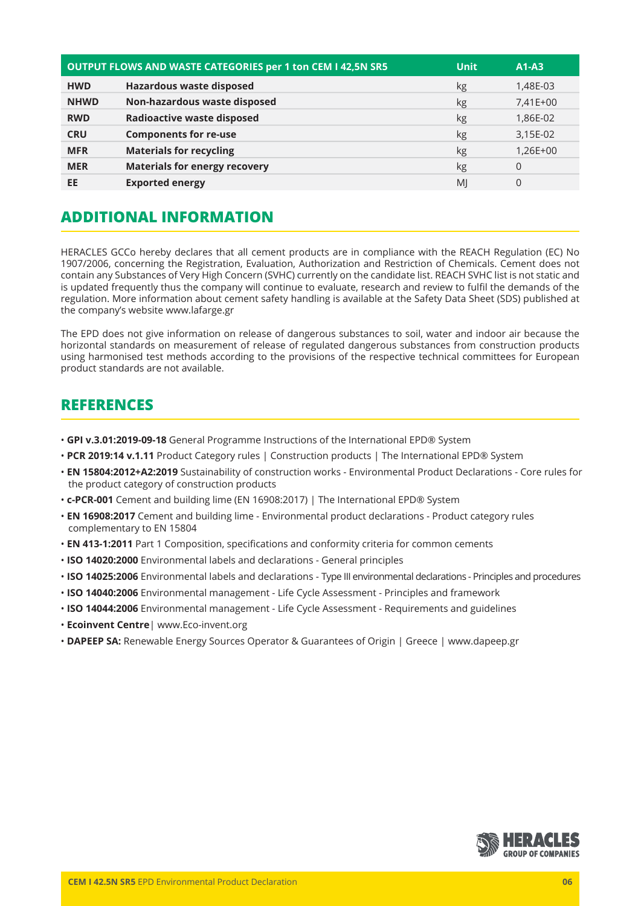| OUTPUT FLOWS AND WASTE CATEGORIES per 1 ton CEM I 42,5N SR5 | | Unit | A1-A3 |
|---|---|---|---|
| **HWD** | **Hazardous waste disposed** | kg | 1,48E-03 |
| **NHWD** | **Non-hazardous waste disposed** | kg | 7,41E+00 |
| **RWD** | **Radioactive waste disposed** | kg | 1,86E-02 |
| **CRU** | **Components for re-use** | kg | 3,15E-02 |
| **MFR** | **Materials for recycling** | kg | 1,26E+00 |
| **MER** | **Materials for energy recovery** | kg | 0 |
| **EE** | **Exported energy** | MJ | 0 |

## ADDITIONAL INFORMATION

HERACLES GCCo hereby declares that all cement products are in compliance with the REACH Regulation (EC) No 1907/2006, concerning the Registration, Evaluation, Authorization and Restriction of Chemicals. Cement does not contain any Substances of Very High Concern (SVHC) currently on the candidate list. REACH SVHC list is not static and is updated frequently thus the company will continue to evaluate, research and review to fulfil the demands of the regulation. More information about cement safety handling is available at the Safety Data Sheet (SDS) published at the company's website www.lafarge.gr

The EPD does not give information on release of dangerous substances to soil, water and indoor air because the horizontal standards on measurement of release of regulated dangerous substances from construction products using harmonised test methods according to the provisions of the respective technical committees for European product standards are not available.

## REFERENCES

- **GPI v.3.01:2019-09-18** General Programme Instructions of the International EPD® System
- **PCR 2019:14 v.1.11** Product Category rules | Construction products | The International EPD® System
- **EN 15804:2012+A2:2019** Sustainability of construction works - Environmental Product Declarations - Core rules for the product category of construction products
- **c-PCR-001** Cement and building lime (EN 16908:2017) | The International EPD® System
- **EN 16908:2017** Cement and building lime - Environmental product declarations - Product category rules complementary to EN 15804
- **EN 413-1:2011** Part 1 Composition, specifications and conformity criteria for common cements
- **ISO 14020:2000** Environmental labels and declarations - General principles
- **ISO 14025:2006** Environmental labels and declarations - Type III environmental declarations - Principles and procedures
- **ISO 14040:2006** Environmental management - Life Cycle Assessment - Principles and framework
- **ISO 14044:2006** Environmental management - Life Cycle Assessment - Requirements and guidelines
- **Ecoinvent Centre**| www.Eco-invent.org
- **DAPEEP SA:** Renewable Energy Sources Operator & Guarantees of Origin | Greece | www.dapeep.gr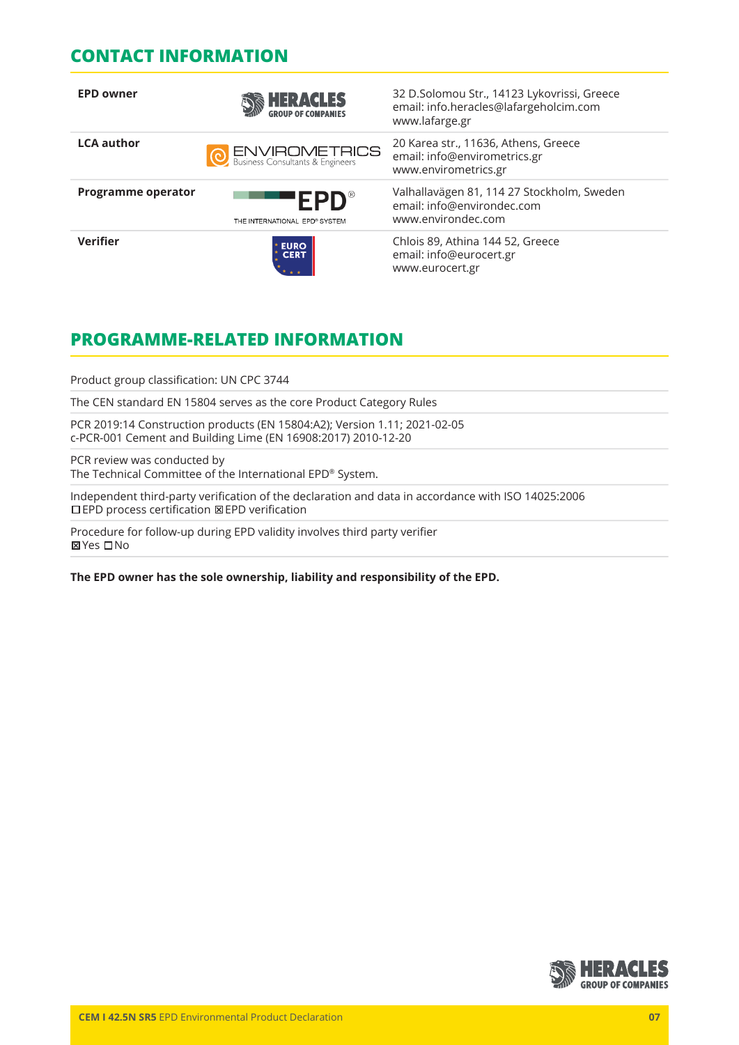## CONTACT INFORMATION

| | | |
|---|---|---|
| **EPD owner** | HERACLES GROUP OF COMPANIES | 32 D.Solomou Str., 14123 Lykovrissi, Greece<br>email: info.heracles@lafargeholcim.com<br>www.lafarge.gr |
| **LCA author** | ENVIROMETRICS Business Consultants & Engineers | 20 Karea str., 11636, Athens, Greece<br>email: info@envirometrics.gr<br>www.envirometrics.gr |
| **Programme operator** | EPD® THE INTERNATIONAL EPD® SYSTEM | Valhallavägen 81, 114 27 Stockholm, Sweden<br>email: info@environdec.com<br>www.environdec.com |
| **Verifier** | EURO CERT | Chlois 89, Athina 144 52, Greece<br>email: info@eurocert.gr<br>www.eurocert.gr |

## PROGRAMME-RELATED INFORMATION

Product group classification: UN CPC 3744

The CEN standard EN 15804 serves as the core Product Category Rules

PCR 2019:14 Construction products (EN 15804:A2); Version 1.11; 2021-02-05
c-PCR-001 Cement and Building Lime (EN 16908:2017) 2010-12-20

PCR review was conducted by
The Technical Committee of the International EPD® System.

Independent third-party verification of the declaration and data in accordance with ISO 14025:2006
☐ EPD process certification ☒ EPD verification

Procedure for follow-up during EPD validity involves third party verifier
☒ Yes ☐ No

**The EPD owner has the sole ownership, liability and responsibility of the EPD.**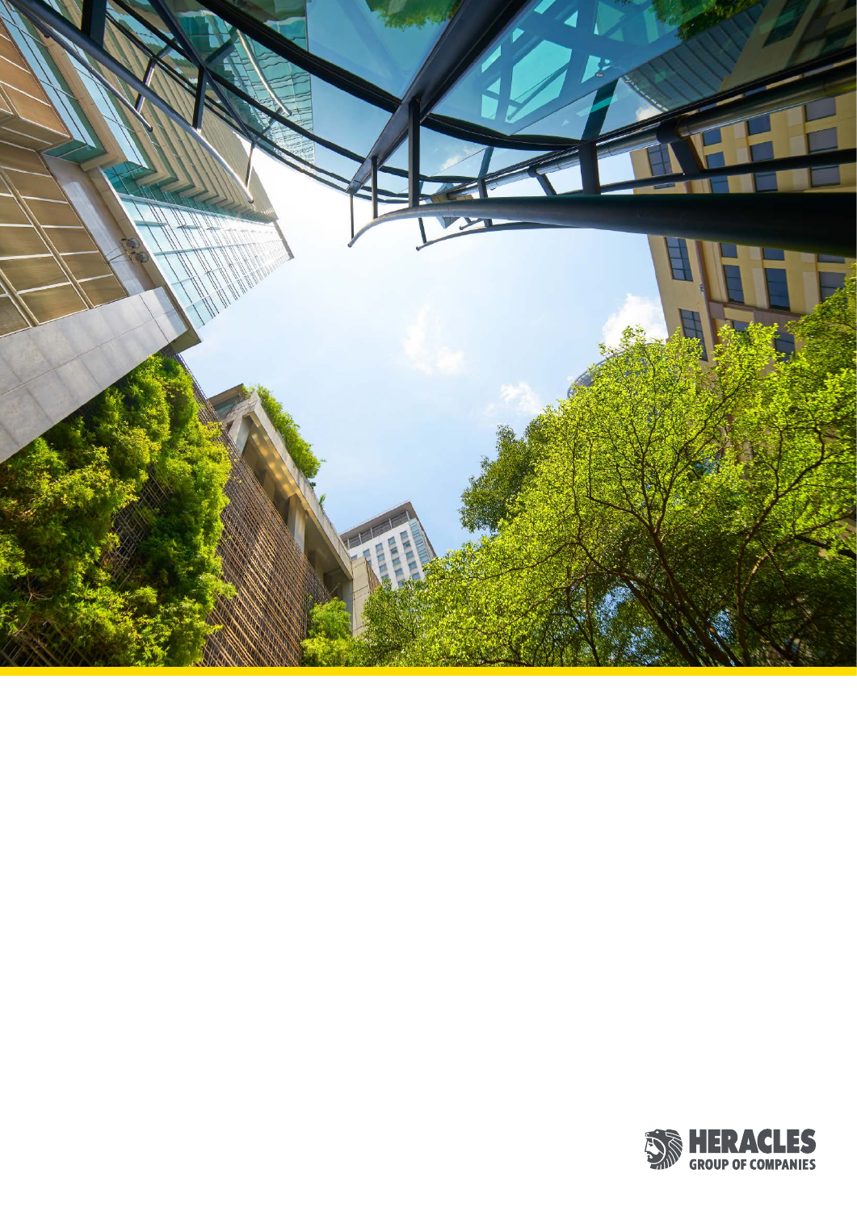HERACLES
GROUP OF COMPANIES